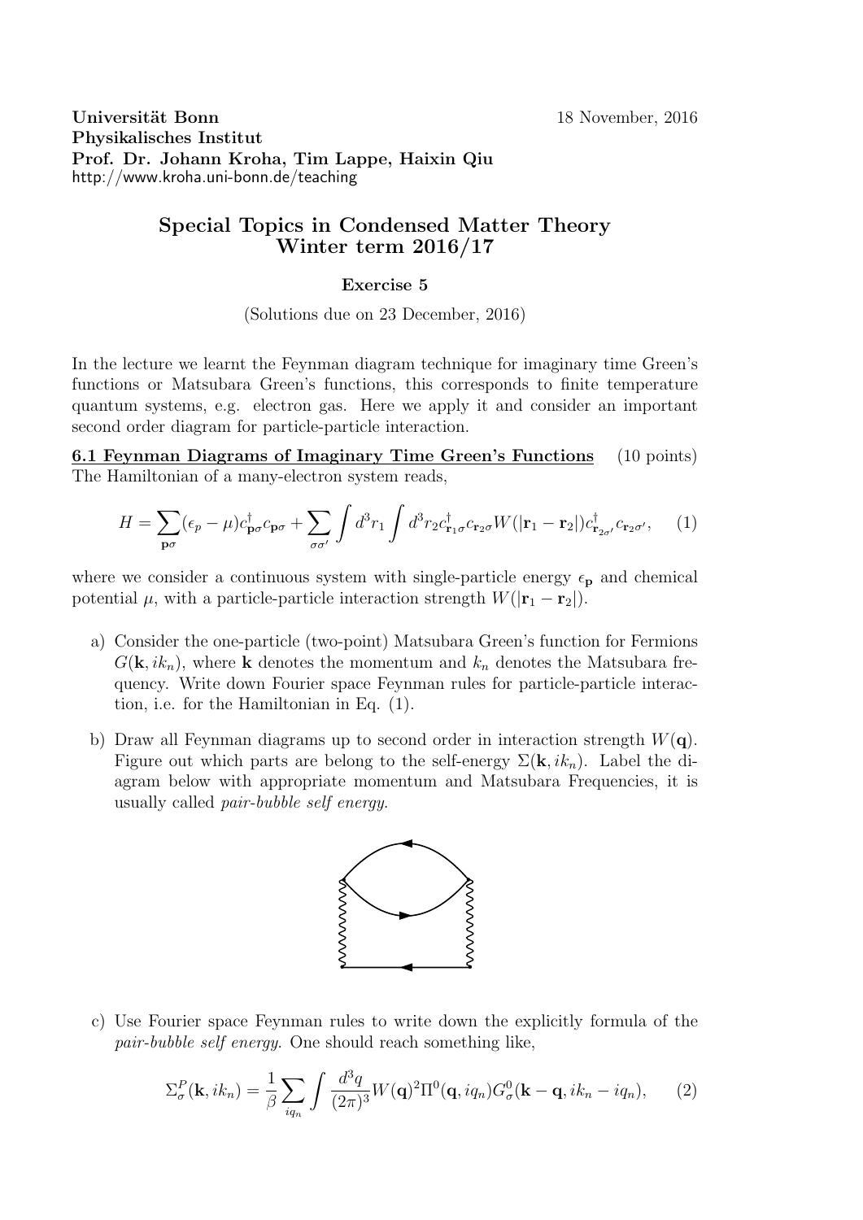**Universität Bonn** 18 November, 2016
**Physikalisches Institut**
**Prof. Dr. Johann Kroha, Tim Lappe, Haixin Qiu**
http://www.kroha.uni-bonn.de/teaching

# Special Topics in Condensed Matter Theory Winter term 2016/17

### Exercise 5

(Solutions due on 23 December, 2016)

In the lecture we learnt the Feynman diagram technique for imaginary time Green's functions or Matsubara Green's functions, this corresponds to finite temperature quantum systems, e.g. electron gas. Here we apply it and consider an important second order diagram for particle-particle interaction.

**6.1 Feynman Diagrams of Imaginary Time Green's Functions** (10 points)

The Hamiltonian of a many-electron system reads,

$$H = \sum_{\mathbf{p}\sigma} (\epsilon_p - \mu) c^\dagger_{\mathbf{p}\sigma} c_{\mathbf{p}\sigma} + \sum_{\sigma\sigma'} \int d^3 r_1 \int d^3 r_2 c^\dagger_{\mathbf{r}_1\sigma} c_{\mathbf{r}_2\sigma} W(|\mathbf{r}_1 - \mathbf{r}_2|) c^\dagger_{\mathbf{r}_{2\sigma'}} c_{\mathbf{r}_2\sigma'}, \quad (1)$$

where we consider a continuous system with single-particle energy $\epsilon_\mathbf{p}$ and chemical potential $\mu$, with a particle-particle interaction strength $W(|\mathbf{r}_1 - \mathbf{r}_2|)$.

a) Consider the one-particle (two-point) Matsubara Green's function for Fermions $G(\mathbf{k}, ik_n)$, where $\mathbf{k}$ denotes the momentum and $k_n$ denotes the Matsubara frequency. Write down Fourier space Feynman rules for particle-particle interaction, i.e. for the Hamiltonian in Eq. (1).

b) Draw all Feynman diagrams up to second order in interaction strength $W(\mathbf{q})$. Figure out which parts are belong to the self-energy $\Sigma(\mathbf{k}, ik_n)$. Label the diagram below with appropriate momentum and Matsubara Frequencies, it is usually called *pair-bubble self energy*.

c) Use Fourier space Feynman rules to write down the explicitly formula of the *pair-bubble self energy*. One should reach something like,

$$\Sigma^P_\sigma(\mathbf{k}, ik_n) = \frac{1}{\beta} \sum_{iq_n} \int \frac{d^3 q}{(2\pi)^3} W(\mathbf{q})^2 \Pi^0(\mathbf{q}, iq_n) G^0_\sigma(\mathbf{k} - \mathbf{q}, ik_n - iq_n), \quad (2)$$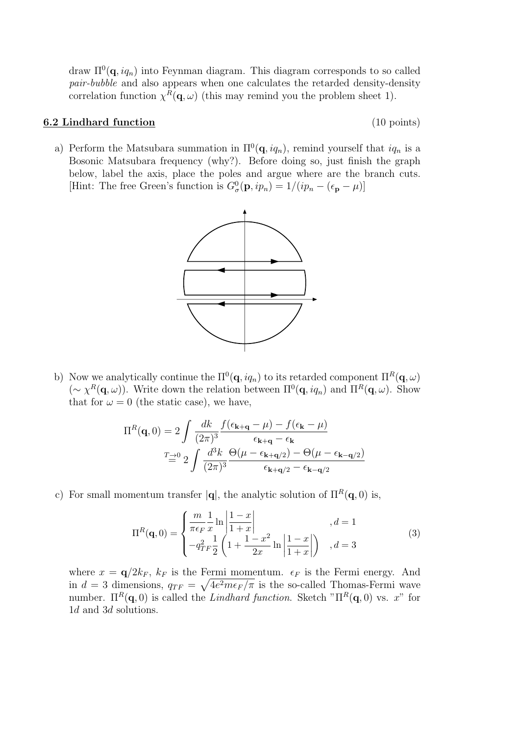draw $\Pi^0(\mathbf{q}, iq_n)$ into Feynman diagram. This diagram corresponds to so called *pair-bubble* and also appears when one calculates the retarded density-density correlation function $\chi^R(\mathbf{q}, \omega)$ (this may remind you the problem sheet 1).

## 6.2 Lindhard function

(10 points)

a) Perform the Matsubara summation in $\Pi^0(\mathbf{q}, iq_n)$, remind yourself that $iq_n$ is a Bosonic Matsubara frequency (why?). Before doing so, just finish the graph below, label the axis, place the poles and argue where are the branch cuts. [Hint: The free Green's function is $G^0_\sigma(\mathbf{p}, ip_n) = 1/(ip_n - (\epsilon_\mathbf{p} - \mu))$]

b) Now we analytically continue the $\Pi^0(\mathbf{q}, iq_n)$ to its retarded component $\Pi^R(\mathbf{q}, \omega)$ ($\sim \chi^R(\mathbf{q}, \omega)$). Write down the relation between $\Pi^0(\mathbf{q}, iq_n)$ and $\Pi^R(\mathbf{q}, \omega)$. Show that for $\omega = 0$ (the static case), we have,

$$\begin{aligned}
\Pi^R(\mathbf{q}, 0) &= 2 \int \frac{dk}{(2\pi)^3} \frac{f(\epsilon_{\mathbf{k}+\mathbf{q}} - \mu) - f(\epsilon_\mathbf{k} - \mu)}{\epsilon_{\mathbf{k}+\mathbf{q}} - \epsilon_\mathbf{k}} \\
&\overset{T \to 0}{=} 2 \int \frac{d^3k}{(2\pi)^3} \frac{\Theta(\mu - \epsilon_{\mathbf{k}+\mathbf{q}/2}) - \Theta(\mu - \epsilon_{\mathbf{k}-\mathbf{q}/2})}{\epsilon_{\mathbf{k}+\mathbf{q}/2} - \epsilon_{\mathbf{k}-\mathbf{q}/2}}
\end{aligned}$$

c) For small momentum transfer $|\mathbf{q}|$, the analytic solution of $\Pi^R(\mathbf{q}, 0)$ is,

$$\Pi^R(\mathbf{q}, 0) = \begin{cases} \dfrac{m}{\pi \epsilon_F} \dfrac{1}{x} \ln \left| \dfrac{1-x}{1+x} \right| & , d = 1 \\ -q_{TF}^2 \dfrac{1}{2} \left( 1 + \dfrac{1-x^2}{2x} \ln \left| \dfrac{1-x}{1+x} \right| \right) & , d = 3 \end{cases} \tag{3}$$

where $x = \mathbf{q}/2k_F$, $k_F$ is the Fermi momentum. $\epsilon_F$ is the Fermi energy. And in $d = 3$ dimensions, $q_{TF} = \sqrt{4e^2 m \epsilon_F / \pi}$ is the so-called Thomas-Fermi wave number. $\Pi^R(\mathbf{q}, 0)$ is called the *Lindhard function*. Sketch "$\Pi^R(\mathbf{q}, 0)$ vs. $x$" for $1d$ and $3d$ solutions.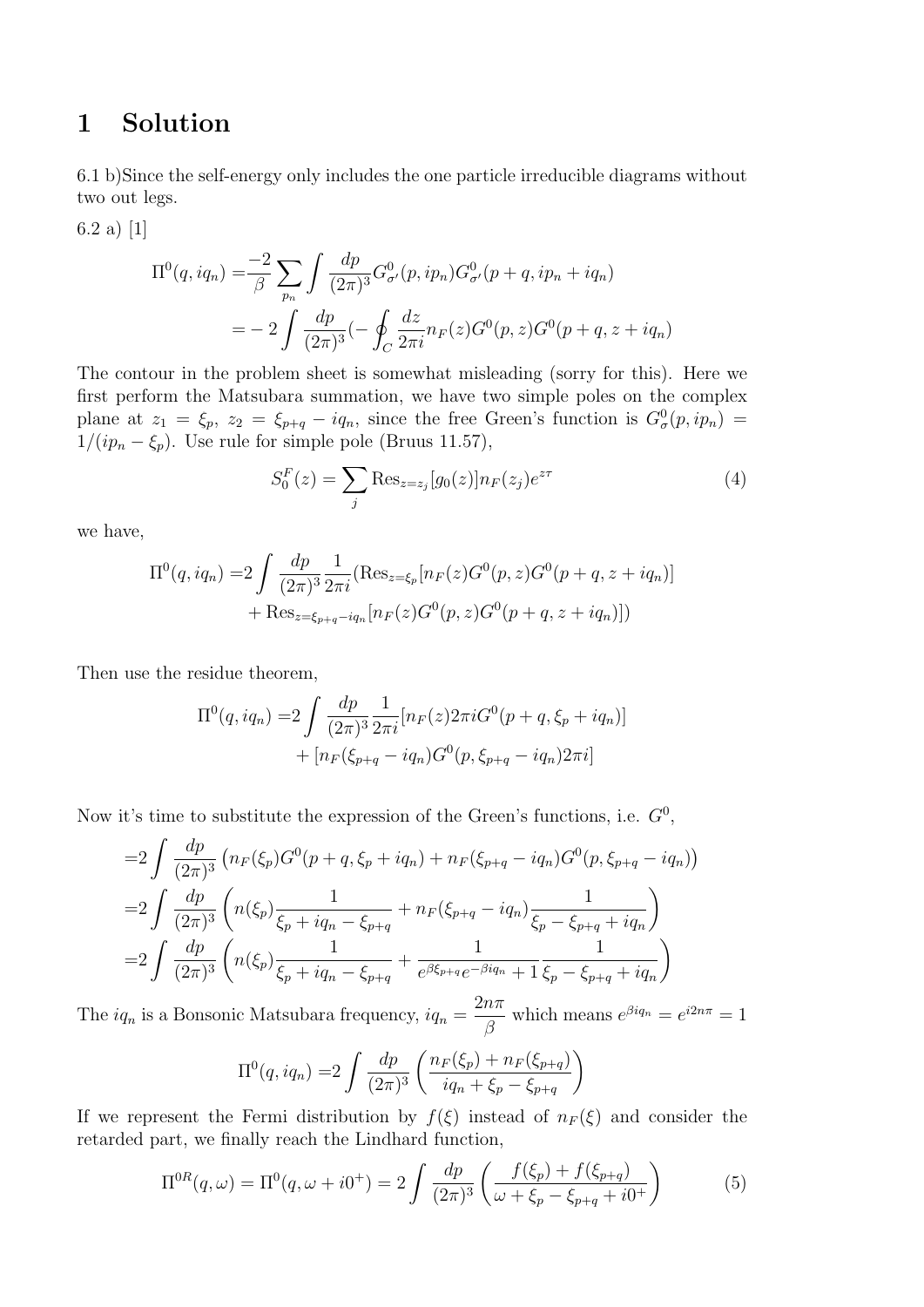# 1 Solution

6.1 b)Since the self-energy only includes the one particle irreducible diagrams without two out legs.

6.2 a) [1]

$$
\begin{aligned}
\Pi^0(q, iq_n) =& \frac{-2}{\beta}\sum_{p_n}\int\frac{dp}{(2\pi)^3}G^0_{\sigma'}(p, ip_n)G^0_{\sigma'}(p+q, ip_n+iq_n) \\
=& -2\int\frac{dp}{(2\pi)^3}(-\oint_C\frac{dz}{2\pi i}n_F(z)G^0(p,z)G^0(p+q, z+iq_n)
\end{aligned}
$$

The contour in the problem sheet is somewhat misleading (sorry for this). Here we first perform the Matsubara summation, we have two simple poles on the complex plane at $z_1 = \xi_p$, $z_2 = \xi_{p+q} - iq_n$, since the free Green's function is $G^0_\sigma(p, ip_n) = 1/(ip_n - \xi_p)$. Use rule for simple pole (Bruus 11.57),

$$
S^F_0(z) = \sum_j \text{Res}_{z=z_j}[g_0(z)]n_F(z_j)e^{z\tau} \tag{4}
$$

we have,

$$
\begin{aligned}
\Pi^0(q, iq_n) =& 2\int\frac{dp}{(2\pi)^3}\frac{1}{2\pi i}(\text{Res}_{z=\xi_p}[n_F(z)G^0(p,z)G^0(p+q, z+iq_n)] \\
&+ \text{Res}_{z=\xi_{p+q}-iq_n}[n_F(z)G^0(p,z)G^0(p+q, z+iq_n)])
\end{aligned}
$$

Then use the residue theorem,

$$
\begin{aligned}
\Pi^0(q, iq_n) =& 2\int\frac{dp}{(2\pi)^3}\frac{1}{2\pi i}[n_F(z)2\pi i G^0(p+q, \xi_p+iq_n)] \\
&+ [n_F(\xi_{p+q}-iq_n)G^0(p, \xi_{p+q}-iq_n)2\pi i]
\end{aligned}
$$

Now it's time to substitute the expression of the Green's functions, i.e. $G^0$,

$$
\begin{aligned}
=& 2\int\frac{dp}{(2\pi)^3}\left(n_F(\xi_p)G^0(p+q, \xi_p+iq_n) + n_F(\xi_{p+q}-iq_n)G^0(p, \xi_{p+q}-iq_n)\right) \\
=& 2\int\frac{dp}{(2\pi)^3}\left(n(\xi_p)\frac{1}{\xi_p+iq_n-\xi_{p+q}} + n_F(\xi_{p+q}-iq_n)\frac{1}{\xi_p-\xi_{p+q}+iq_n}\right) \\
=& 2\int\frac{dp}{(2\pi)^3}\left(n(\xi_p)\frac{1}{\xi_p+iq_n-\xi_{p+q}} + \frac{1}{e^{\beta\xi_{p+q}}e^{-\beta iq_n}+1}\frac{1}{\xi_p-\xi_{p+q}+iq_n}\right)
\end{aligned}
$$

The $iq_n$ is a Bonsonic Matsubara frequency, $iq_n = \frac{2n\pi}{\beta}$ which means $e^{\beta iq_n} = e^{i2n\pi} = 1$

$$
\Pi^0(q, iq_n) = 2\int\frac{dp}{(2\pi)^3}\left(\frac{n_F(\xi_p)+n_F(\xi_{p+q})}{iq_n+\xi_p-\xi_{p+q}}\right)
$$

If we represent the Fermi distribution by $f(\xi)$ instead of $n_F(\xi)$ and consider the retarded part, we finally reach the Lindhard function,

$$
\Pi^{0R}(q, \omega) = \Pi^0(q, \omega+i0^+) = 2\int\frac{dp}{(2\pi)^3}\left(\frac{f(\xi_p)+f(\xi_{p+q})}{\omega+\xi_p-\xi_{p+q}+i0^+}\right) \tag{5}
$$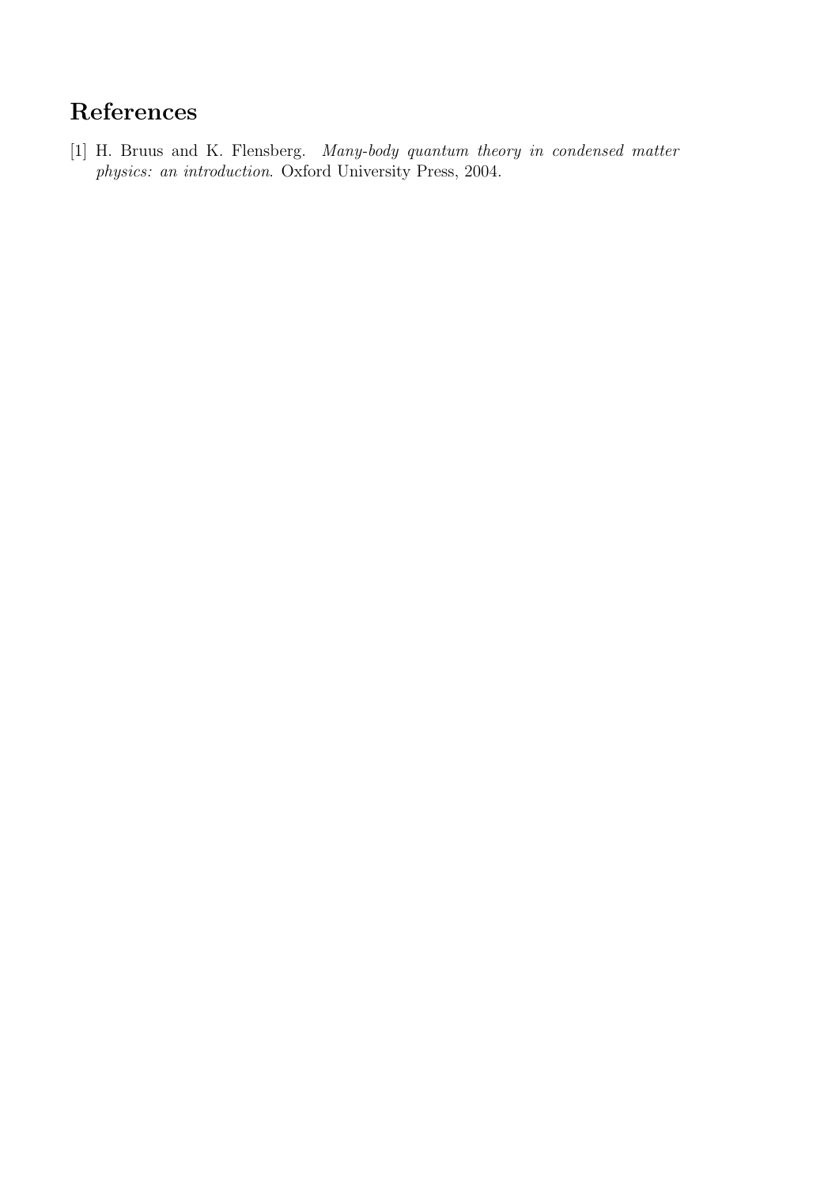# References

[1] H. Bruus and K. Flensberg. *Many-body quantum theory in condensed matter physics: an introduction*. Oxford University Press, 2004.